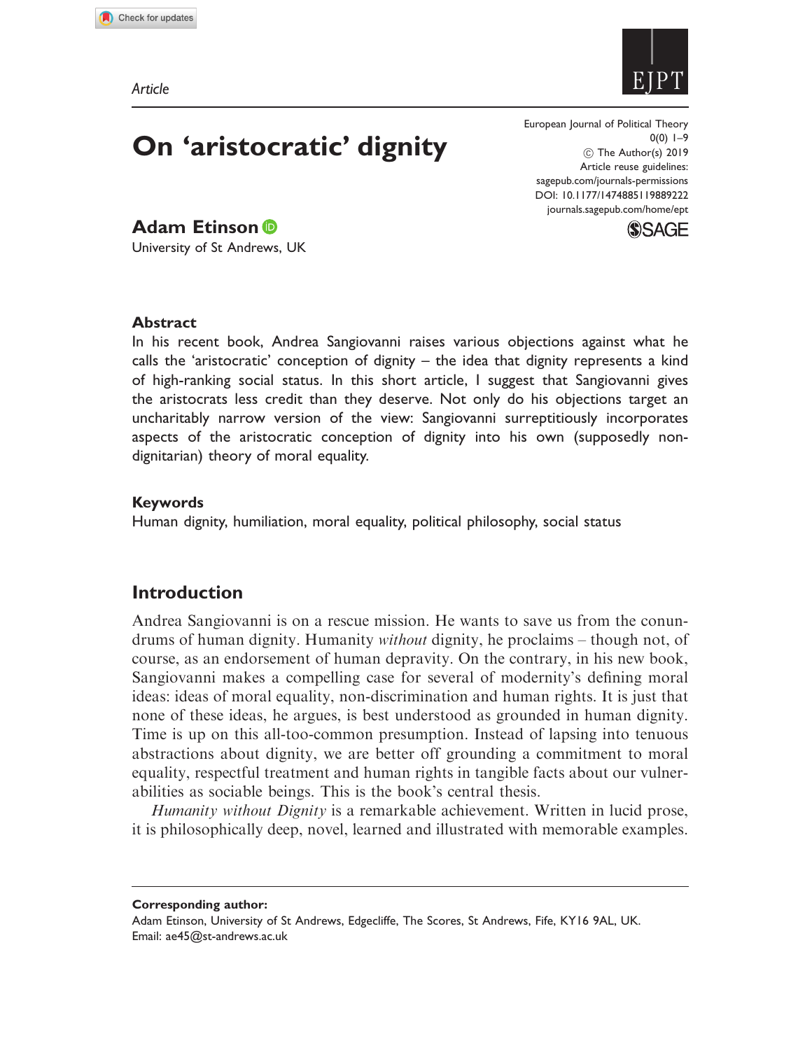Article

# On 'aristocratic' dignity

European Journal of Political Theory
0(0) 1–9
© The Author(s) 2019
Article reuse guidelines:
sagepub.com/journals-permissions
DOI: 10.1177/1474885119889222
journals.sagepub.com/home/ept

**Adam Etinson**
University of St Andrews, UK

### Abstract

In his recent book, Andrea Sangiovanni raises various objections against what he calls the 'aristocratic' conception of dignity – the idea that dignity represents a kind of high-ranking social status. In this short article, I suggest that Sangiovanni gives the aristocrats less credit than they deserve. Not only do his objections target an uncharitably narrow version of the view: Sangiovanni surreptitiously incorporates aspects of the aristocratic conception of dignity into his own (supposedly non-dignitarian) theory of moral equality.

### Keywords

Human dignity, humiliation, moral equality, political philosophy, social status

## Introduction

Andrea Sangiovanni is on a rescue mission. He wants to save us from the conundrums of human dignity. Humanity *without* dignity, he proclaims – though not, of course, as an endorsement of human depravity. On the contrary, in his new book, Sangiovanni makes a compelling case for several of modernity's defining moral ideas: ideas of moral equality, non-discrimination and human rights. It is just that none of these ideas, he argues, is best understood as grounded in human dignity. Time is up on this all-too-common presumption. Instead of lapsing into tenuous abstractions about dignity, we are better off grounding a commitment to moral equality, respectful treatment and human rights in tangible facts about our vulnerabilities as sociable beings. This is the book's central thesis.

*Humanity without Dignity* is a remarkable achievement. Written in lucid prose, it is philosophically deep, novel, learned and illustrated with memorable examples.

**Corresponding author:**
Adam Etinson, University of St Andrews, Edgecliffe, The Scores, St Andrews, Fife, KY16 9AL, UK.
Email: ae45@st-andrews.ac.uk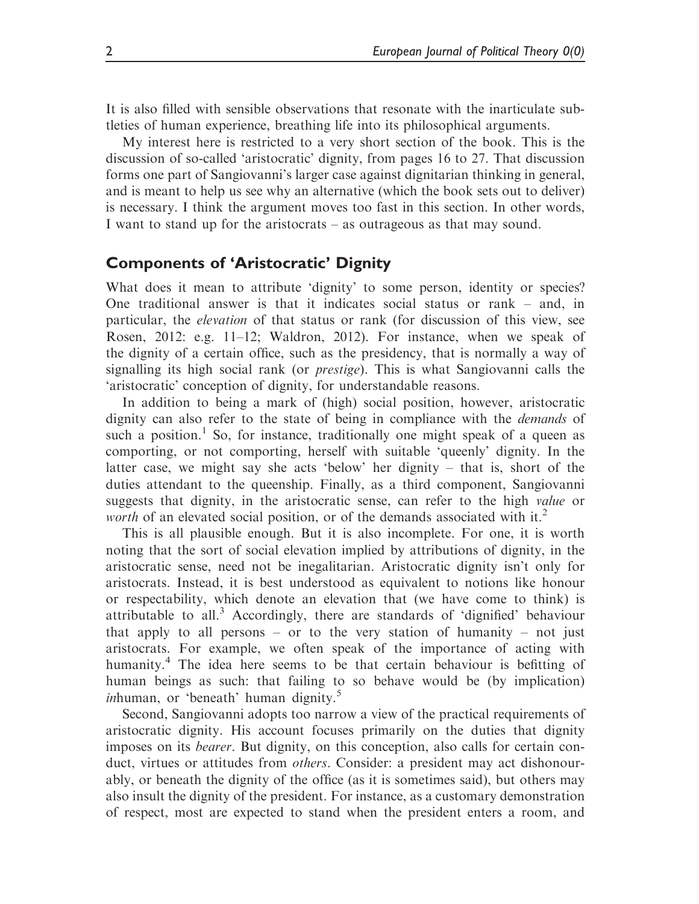It is also filled with sensible observations that resonate with the inarticulate subtleties of human experience, breathing life into its philosophical arguments.

My interest here is restricted to a very short section of the book. This is the discussion of so-called 'aristocratic' dignity, from pages 16 to 27. That discussion forms one part of Sangiovanni's larger case against dignitarian thinking in general, and is meant to help us see why an alternative (which the book sets out to deliver) is necessary. I think the argument moves too fast in this section. In other words, I want to stand up for the aristocrats – as outrageous as that may sound.

## Components of 'Aristocratic' Dignity

What does it mean to attribute 'dignity' to some person, identity or species? One traditional answer is that it indicates social status or rank – and, in particular, the *elevation* of that status or rank (for discussion of this view, see Rosen, 2012: e.g. 11–12; Waldron, 2012). For instance, when we speak of the dignity of a certain office, such as the presidency, that is normally a way of signalling its high social rank (or *prestige*). This is what Sangiovanni calls the 'aristocratic' conception of dignity, for understandable reasons.

In addition to being a mark of (high) social position, however, aristocratic dignity can also refer to the state of being in compliance with the *demands* of such a position.[1] So, for instance, traditionally one might speak of a queen as comporting, or not comporting, herself with suitable 'queenly' dignity. In the latter case, we might say she acts 'below' her dignity – that is, short of the duties attendant to the queenship. Finally, as a third component, Sangiovanni suggests that dignity, in the aristocratic sense, can refer to the high *value* or *worth* of an elevated social position, or of the demands associated with it.[2]

This is all plausible enough. But it is also incomplete. For one, it is worth noting that the sort of social elevation implied by attributions of dignity, in the aristocratic sense, need not be inegalitarian. Aristocratic dignity isn't only for aristocrats. Instead, it is best understood as equivalent to notions like honour or respectability, which denote an elevation that (we have come to think) is attributable to all.[3] Accordingly, there are standards of 'dignified' behaviour that apply to all persons – or to the very station of humanity – not just aristocrats. For example, we often speak of the importance of acting with humanity.[4] The idea here seems to be that certain behaviour is befitting of human beings as such: that failing to so behave would be (by implication) *in*human, or 'beneath' human dignity.[5]

Second, Sangiovanni adopts too narrow a view of the practical requirements of aristocratic dignity. His account focuses primarily on the duties that dignity imposes on its *bearer*. But dignity, on this conception, also calls for certain conduct, virtues or attitudes from *others*. Consider: a president may act dishonourably, or beneath the dignity of the office (as it is sometimes said), but others may also insult the dignity of the president. For instance, as a customary demonstration of respect, most are expected to stand when the president enters a room, and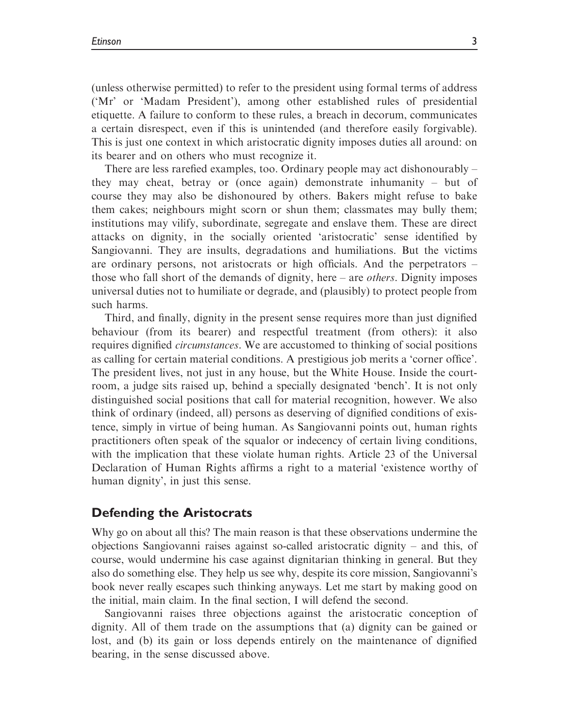(unless otherwise permitted) to refer to the president using formal terms of address ('Mr' or 'Madam President'), among other established rules of presidential etiquette. A failure to conform to these rules, a breach in decorum, communicates a certain disrespect, even if this is unintended (and therefore easily forgivable). This is just one context in which aristocratic dignity imposes duties all around: on its bearer and on others who must recognize it.

There are less rarefied examples, too. Ordinary people may act dishonourably – they may cheat, betray or (once again) demonstrate inhumanity – but of course they may also be dishonoured by others. Bakers might refuse to bake them cakes; neighbours might scorn or shun them; classmates may bully them; institutions may vilify, subordinate, segregate and enslave them. These are direct attacks on dignity, in the socially oriented 'aristocratic' sense identified by Sangiovanni. They are insults, degradations and humiliations. But the victims are ordinary persons, not aristocrats or high officials. And the perpetrators – those who fall short of the demands of dignity, here – are *others*. Dignity imposes universal duties not to humiliate or degrade, and (plausibly) to protect people from such harms.

Third, and finally, dignity in the present sense requires more than just dignified behaviour (from its bearer) and respectful treatment (from others): it also requires dignified *circumstances*. We are accustomed to thinking of social positions as calling for certain material conditions. A prestigious job merits a 'corner office'. The president lives, not just in any house, but the White House. Inside the courtroom, a judge sits raised up, behind a specially designated 'bench'. It is not only distinguished social positions that call for material recognition, however. We also think of ordinary (indeed, all) persons as deserving of dignified conditions of existence, simply in virtue of being human. As Sangiovanni points out, human rights practitioners often speak of the squalor or indecency of certain living conditions, with the implication that these violate human rights. Article 23 of the Universal Declaration of Human Rights affirms a right to a material 'existence worthy of human dignity', in just this sense.

## Defending the Aristocrats

Why go on about all this? The main reason is that these observations undermine the objections Sangiovanni raises against so-called aristocratic dignity – and this, of course, would undermine his case against dignitarian thinking in general. But they also do something else. They help us see why, despite its core mission, Sangiovanni's book never really escapes such thinking anyways. Let me start by making good on the initial, main claim. In the final section, I will defend the second.

Sangiovanni raises three objections against the aristocratic conception of dignity. All of them trade on the assumptions that (a) dignity can be gained or lost, and (b) its gain or loss depends entirely on the maintenance of dignified bearing, in the sense discussed above.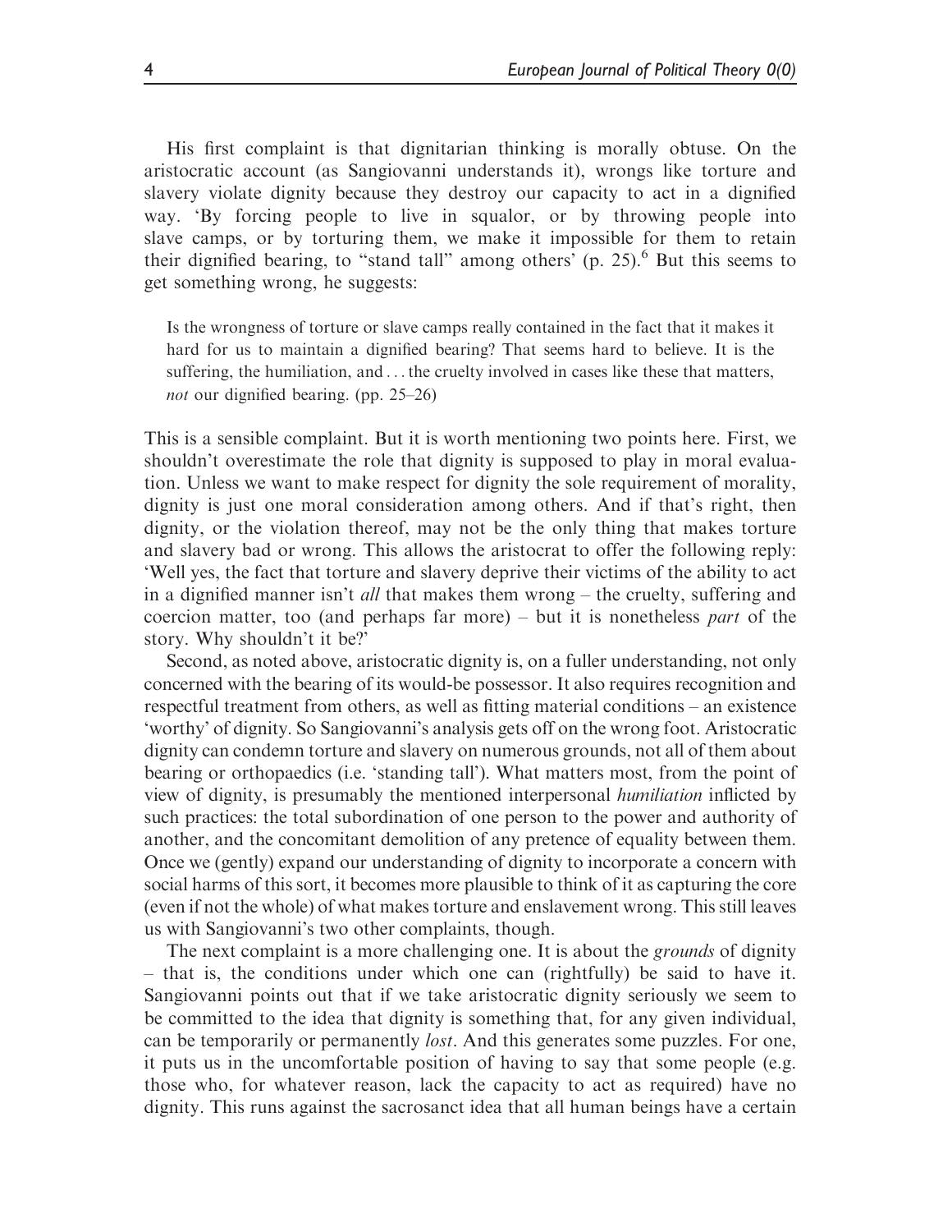His first complaint is that dignitarian thinking is morally obtuse. On the aristocratic account (as Sangiovanni understands it), wrongs like torture and slavery violate dignity because they destroy our capacity to act in a dignified way. 'By forcing people to live in squalor, or by throwing people into slave camps, or by torturing them, we make it impossible for them to retain their dignified bearing, to "stand tall" among others' (p. 25).[6] But this seems to get something wrong, he suggests:

> Is the wrongness of torture or slave camps really contained in the fact that it makes it hard for us to maintain a dignified bearing? That seems hard to believe. It is the suffering, the humiliation, and ... the cruelty involved in cases like these that matters, *not* our dignified bearing. (pp. 25–26)

This is a sensible complaint. But it is worth mentioning two points here. First, we shouldn't overestimate the role that dignity is supposed to play in moral evaluation. Unless we want to make respect for dignity the sole requirement of morality, dignity is just one moral consideration among others. And if that's right, then dignity, or the violation thereof, may not be the only thing that makes torture and slavery bad or wrong. This allows the aristocrat to offer the following reply: 'Well yes, the fact that torture and slavery deprive their victims of the ability to act in a dignified manner isn't *all* that makes them wrong – the cruelty, suffering and coercion matter, too (and perhaps far more) – but it is nonetheless *part* of the story. Why shouldn't it be?'

Second, as noted above, aristocratic dignity is, on a fuller understanding, not only concerned with the bearing of its would-be possessor. It also requires recognition and respectful treatment from others, as well as fitting material conditions – an existence 'worthy' of dignity. So Sangiovanni's analysis gets off on the wrong foot. Aristocratic dignity can condemn torture and slavery on numerous grounds, not all of them about bearing or orthopaedics (i.e. 'standing tall'). What matters most, from the point of view of dignity, is presumably the mentioned interpersonal *humiliation* inflicted by such practices: the total subordination of one person to the power and authority of another, and the concomitant demolition of any pretence of equality between them. Once we (gently) expand our understanding of dignity to incorporate a concern with social harms of this sort, it becomes more plausible to think of it as capturing the core (even if not the whole) of what makes torture and enslavement wrong. This still leaves us with Sangiovanni's two other complaints, though.

The next complaint is a more challenging one. It is about the *grounds* of dignity – that is, the conditions under which one can (rightfully) be said to have it. Sangiovanni points out that if we take aristocratic dignity seriously we seem to be committed to the idea that dignity is something that, for any given individual, can be temporarily or permanently *lost*. And this generates some puzzles. For one, it puts us in the uncomfortable position of having to say that some people (e.g. those who, for whatever reason, lack the capacity to act as required) have no dignity. This runs against the sacrosanct idea that all human beings have a certain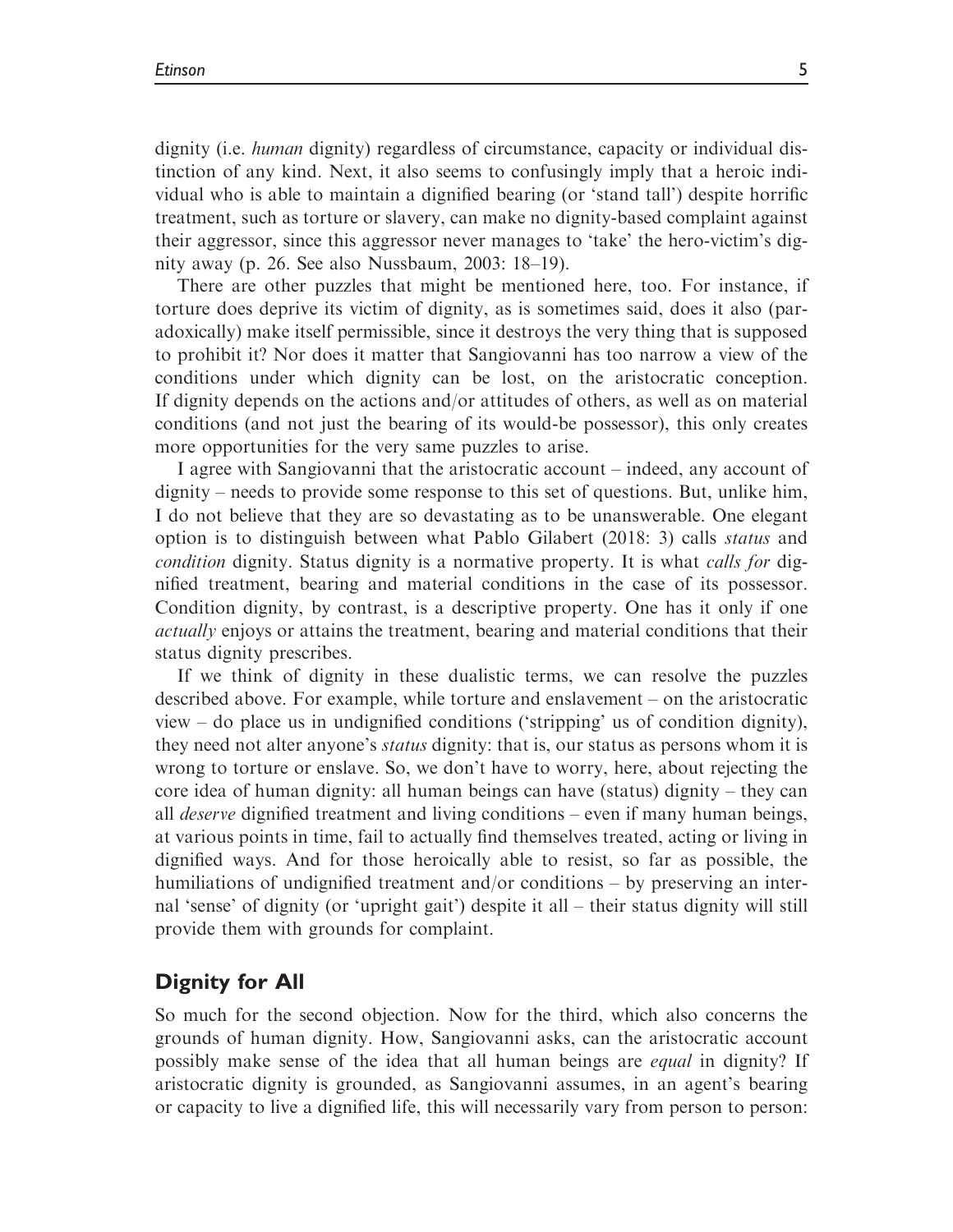dignity (i.e. *human* dignity) regardless of circumstance, capacity or individual distinction of any kind. Next, it also seems to confusingly imply that a heroic individual who is able to maintain a dignified bearing (or 'stand tall') despite horrific treatment, such as torture or slavery, can make no dignity-based complaint against their aggressor, since this aggressor never manages to 'take' the hero-victim's dignity away (p. 26. See also Nussbaum, 2003: 18–19).

There are other puzzles that might be mentioned here, too. For instance, if torture does deprive its victim of dignity, as is sometimes said, does it also (paradoxically) make itself permissible, since it destroys the very thing that is supposed to prohibit it? Nor does it matter that Sangiovanni has too narrow a view of the conditions under which dignity can be lost, on the aristocratic conception. If dignity depends on the actions and/or attitudes of others, as well as on material conditions (and not just the bearing of its would-be possessor), this only creates more opportunities for the very same puzzles to arise.

I agree with Sangiovanni that the aristocratic account – indeed, any account of dignity – needs to provide some response to this set of questions. But, unlike him, I do not believe that they are so devastating as to be unanswerable. One elegant option is to distinguish between what Pablo Gilabert (2018: 3) calls *status* and *condition* dignity. Status dignity is a normative property. It is what *calls for* dignified treatment, bearing and material conditions in the case of its possessor. Condition dignity, by contrast, is a descriptive property. One has it only if one *actually* enjoys or attains the treatment, bearing and material conditions that their status dignity prescribes.

If we think of dignity in these dualistic terms, we can resolve the puzzles described above. For example, while torture and enslavement – on the aristocratic view – do place us in undignified conditions ('stripping' us of condition dignity), they need not alter anyone's *status* dignity: that is, our status as persons whom it is wrong to torture or enslave. So, we don't have to worry, here, about rejecting the core idea of human dignity: all human beings can have (status) dignity – they can all *deserve* dignified treatment and living conditions – even if many human beings, at various points in time, fail to actually find themselves treated, acting or living in dignified ways. And for those heroically able to resist, so far as possible, the humiliations of undignified treatment and/or conditions – by preserving an internal 'sense' of dignity (or 'upright gait') despite it all – their status dignity will still provide them with grounds for complaint.

## Dignity for All

So much for the second objection. Now for the third, which also concerns the grounds of human dignity. How, Sangiovanni asks, can the aristocratic account possibly make sense of the idea that all human beings are *equal* in dignity? If aristocratic dignity is grounded, as Sangiovanni assumes, in an agent's bearing or capacity to live a dignified life, this will necessarily vary from person to person: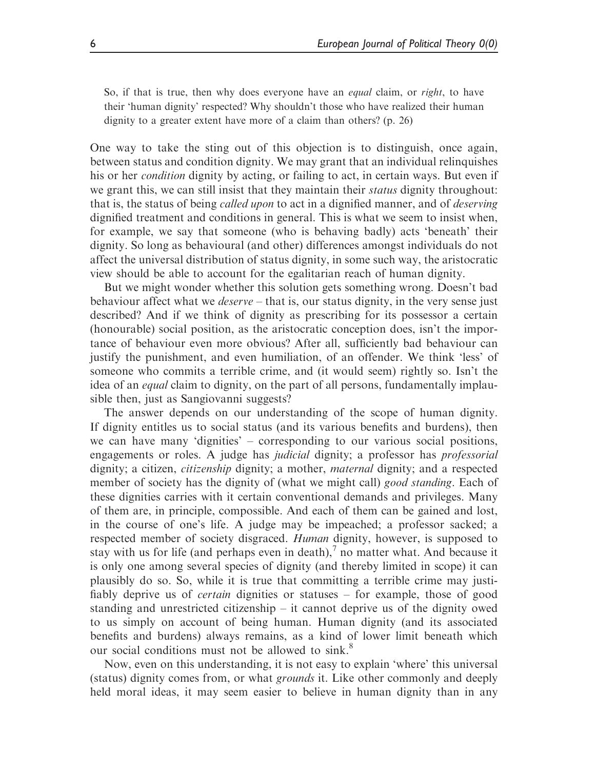> So, if that is true, then why does everyone have an *equal* claim, or *right*, to have their 'human dignity' respected? Why shouldn't those who have realized their human dignity to a greater extent have more of a claim than others? (p. 26)

One way to take the sting out of this objection is to distinguish, once again, between status and condition dignity. We may grant that an individual relinquishes his or her *condition* dignity by acting, or failing to act, in certain ways. But even if we grant this, we can still insist that they maintain their *status* dignity throughout: that is, the status of being *called upon* to act in a dignified manner, and of *deserving* dignified treatment and conditions in general. This is what we seem to insist when, for example, we say that someone (who is behaving badly) acts 'beneath' their dignity. So long as behavioural (and other) differences amongst individuals do not affect the universal distribution of status dignity, in some such way, the aristocratic view should be able to account for the egalitarian reach of human dignity.

But we might wonder whether this solution gets something wrong. Doesn't bad behaviour affect what we *deserve* – that is, our status dignity, in the very sense just described? And if we think of dignity as prescribing for its possessor a certain (honourable) social position, as the aristocratic conception does, isn't the importance of behaviour even more obvious? After all, sufficiently bad behaviour can justify the punishment, and even humiliation, of an offender. We think 'less' of someone who commits a terrible crime, and (it would seem) rightly so. Isn't the idea of an *equal* claim to dignity, on the part of all persons, fundamentally implausible then, just as Sangiovanni suggests?

The answer depends on our understanding of the scope of human dignity. If dignity entitles us to social status (and its various benefits and burdens), then we can have many 'dignities' – corresponding to our various social positions, engagements or roles. A judge has *judicial* dignity; a professor has *professorial* dignity; a citizen, *citizenship* dignity; a mother, *maternal* dignity; and a respected member of society has the dignity of (what we might call) *good standing*. Each of these dignities carries with it certain conventional demands and privileges. Many of them are, in principle, compossible. And each of them can be gained and lost, in the course of one's life. A judge may be impeached; a professor sacked; a respected member of society disgraced. *Human* dignity, however, is supposed to stay with us for life (and perhaps even in death),[7] no matter what. And because it is only one among several species of dignity (and thereby limited in scope) it can plausibly do so. So, while it is true that committing a terrible crime may justifiably deprive us of *certain* dignities or statuses – for example, those of good standing and unrestricted citizenship – it cannot deprive us of the dignity owed to us simply on account of being human. Human dignity (and its associated benefits and burdens) always remains, as a kind of lower limit beneath which our social conditions must not be allowed to sink.[8]

Now, even on this understanding, it is not easy to explain 'where' this universal (status) dignity comes from, or what *grounds* it. Like other commonly and deeply held moral ideas, it may seem easier to believe in human dignity than in any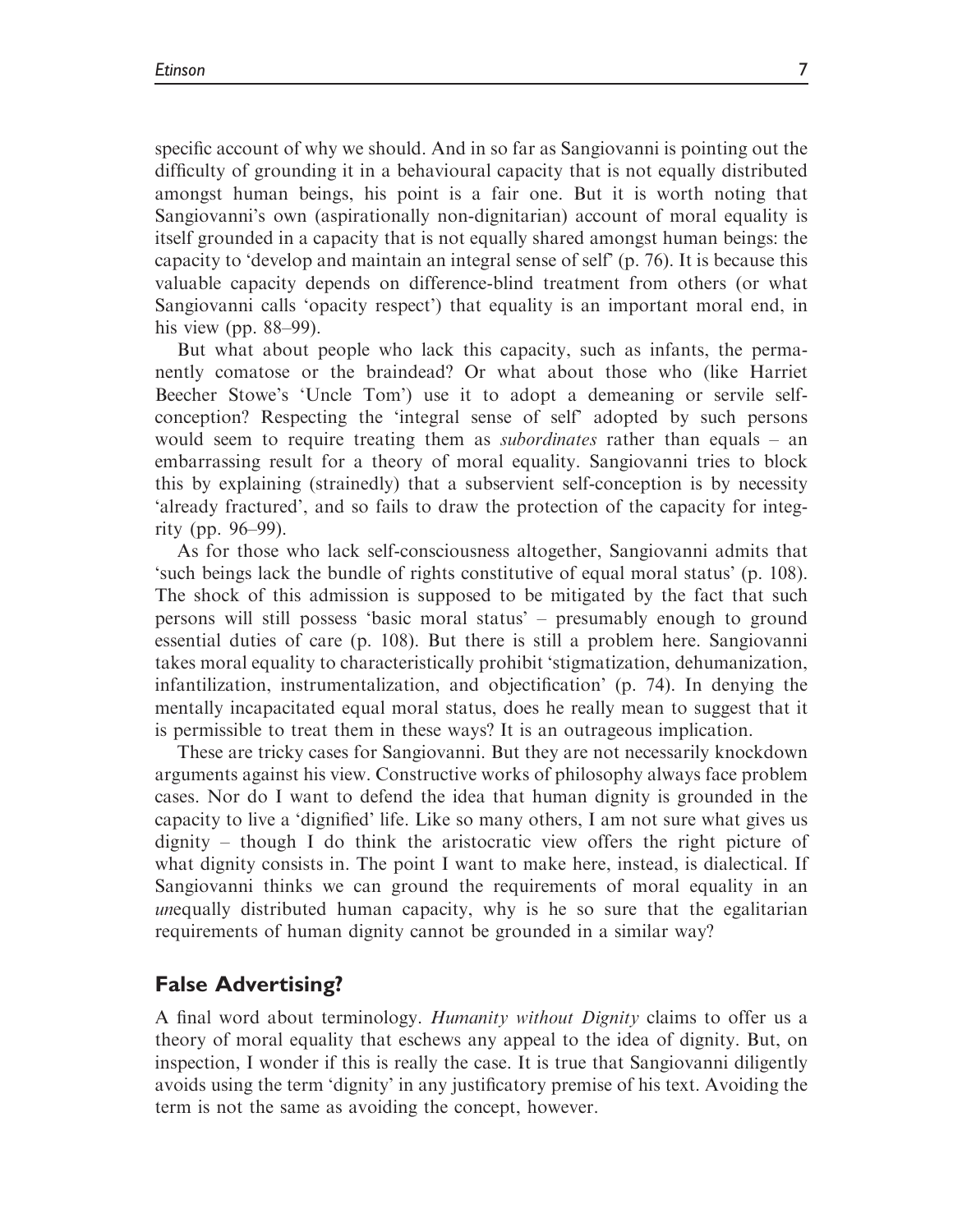specific account of why we should. And in so far as Sangiovanni is pointing out the difficulty of grounding it in a behavioural capacity that is not equally distributed amongst human beings, his point is a fair one. But it is worth noting that Sangiovanni's own (aspirationally non-dignitarian) account of moral equality is itself grounded in a capacity that is not equally shared amongst human beings: the capacity to 'develop and maintain an integral sense of self' (p. 76). It is because this valuable capacity depends on difference-blind treatment from others (or what Sangiovanni calls 'opacity respect') that equality is an important moral end, in his view (pp. 88–99).

But what about people who lack this capacity, such as infants, the permanently comatose or the braindead? Or what about those who (like Harriet Beecher Stowe's 'Uncle Tom') use it to adopt a demeaning or servile self-conception? Respecting the 'integral sense of self' adopted by such persons would seem to require treating them as *subordinates* rather than equals – an embarrassing result for a theory of moral equality. Sangiovanni tries to block this by explaining (strainedly) that a subservient self-conception is by necessity 'already fractured', and so fails to draw the protection of the capacity for integrity (pp. 96–99).

As for those who lack self-consciousness altogether, Sangiovanni admits that 'such beings lack the bundle of rights constitutive of equal moral status' (p. 108). The shock of this admission is supposed to be mitigated by the fact that such persons will still possess 'basic moral status' – presumably enough to ground essential duties of care (p. 108). But there is still a problem here. Sangiovanni takes moral equality to characteristically prohibit 'stigmatization, dehumanization, infantilization, instrumentalization, and objectification' (p. 74). In denying the mentally incapacitated equal moral status, does he really mean to suggest that it is permissible to treat them in these ways? It is an outrageous implication.

These are tricky cases for Sangiovanni. But they are not necessarily knockdown arguments against his view. Constructive works of philosophy always face problem cases. Nor do I want to defend the idea that human dignity is grounded in the capacity to live a 'dignified' life. Like so many others, I am not sure what gives us dignity – though I do think the aristocratic view offers the right picture of what dignity consists in. The point I want to make here, instead, is dialectical. If Sangiovanni thinks we can ground the requirements of moral equality in an *un*equally distributed human capacity, why is he so sure that the egalitarian requirements of human dignity cannot be grounded in a similar way?

## False Advertising?

A final word about terminology. *Humanity without Dignity* claims to offer us a theory of moral equality that eschews any appeal to the idea of dignity. But, on inspection, I wonder if this is really the case. It is true that Sangiovanni diligently avoids using the term 'dignity' in any justificatory premise of his text. Avoiding the term is not the same as avoiding the concept, however.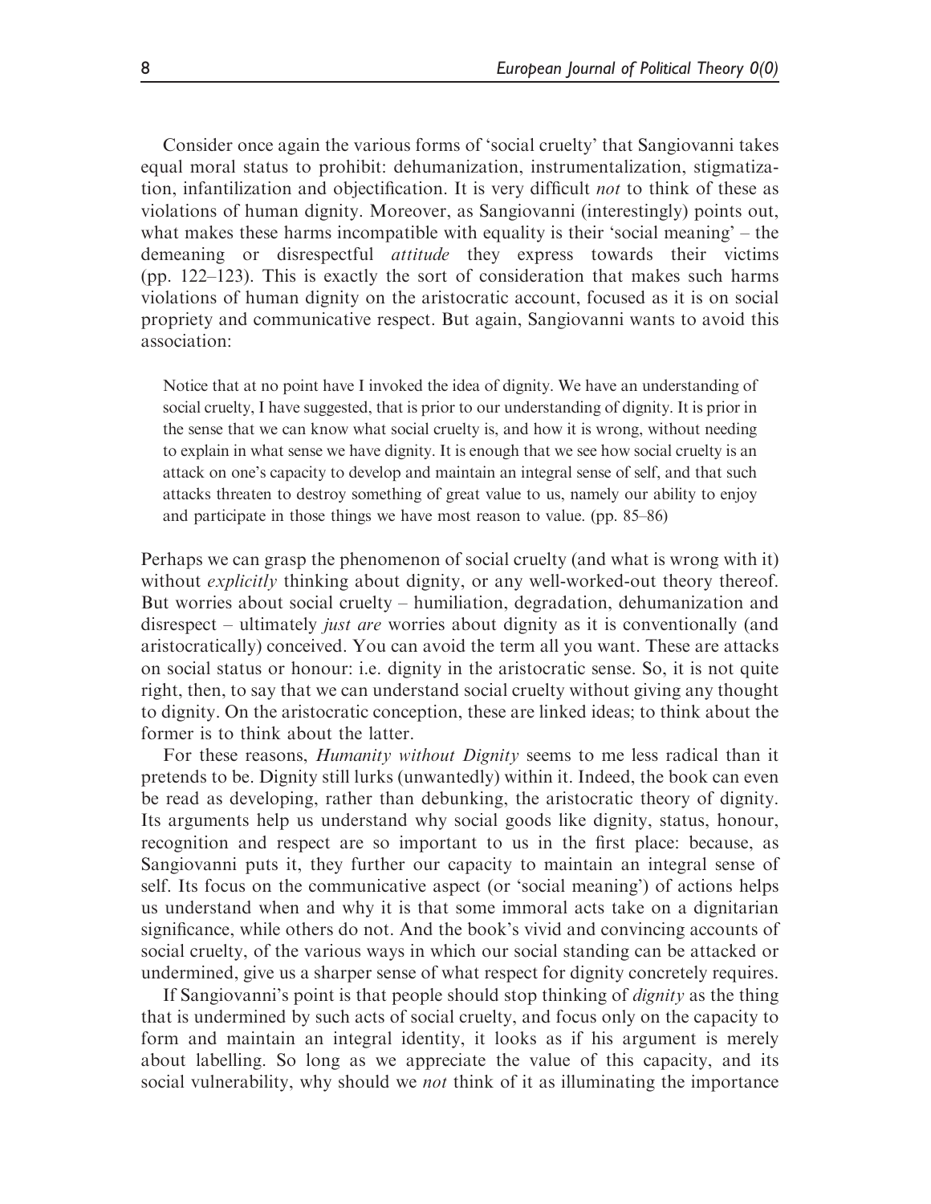Consider once again the various forms of 'social cruelty' that Sangiovanni takes equal moral status to prohibit: dehumanization, instrumentalization, stigmatization, infantilization and objectification. It is very difficult *not* to think of these as violations of human dignity. Moreover, as Sangiovanni (interestingly) points out, what makes these harms incompatible with equality is their 'social meaning' – the demeaning or disrespectful *attitude* they express towards their victims (pp. 122–123). This is exactly the sort of consideration that makes such harms violations of human dignity on the aristocratic account, focused as it is on social propriety and communicative respect. But again, Sangiovanni wants to avoid this association:

> Notice that at no point have I invoked the idea of dignity. We have an understanding of social cruelty, I have suggested, that is prior to our understanding of dignity. It is prior in the sense that we can know what social cruelty is, and how it is wrong, without needing to explain in what sense we have dignity. It is enough that we see how social cruelty is an attack on one's capacity to develop and maintain an integral sense of self, and that such attacks threaten to destroy something of great value to us, namely our ability to enjoy and participate in those things we have most reason to value. (pp. 85–86)

Perhaps we can grasp the phenomenon of social cruelty (and what is wrong with it) without *explicitly* thinking about dignity, or any well-worked-out theory thereof. But worries about social cruelty – humiliation, degradation, dehumanization and disrespect – ultimately *just are* worries about dignity as it is conventionally (and aristocratically) conceived. You can avoid the term all you want. These are attacks on social status or honour: i.e. dignity in the aristocratic sense. So, it is not quite right, then, to say that we can understand social cruelty without giving any thought to dignity. On the aristocratic conception, these are linked ideas; to think about the former is to think about the latter.

For these reasons, *Humanity without Dignity* seems to me less radical than it pretends to be. Dignity still lurks (unwantedly) within it. Indeed, the book can even be read as developing, rather than debunking, the aristocratic theory of dignity. Its arguments help us understand why social goods like dignity, status, honour, recognition and respect are so important to us in the first place: because, as Sangiovanni puts it, they further our capacity to maintain an integral sense of self. Its focus on the communicative aspect (or 'social meaning') of actions helps us understand when and why it is that some immoral acts take on a dignitarian significance, while others do not. And the book's vivid and convincing accounts of social cruelty, of the various ways in which our social standing can be attacked or undermined, give us a sharper sense of what respect for dignity concretely requires.

If Sangiovanni's point is that people should stop thinking of *dignity* as the thing that is undermined by such acts of social cruelty, and focus only on the capacity to form and maintain an integral identity, it looks as if his argument is merely about labelling. So long as we appreciate the value of this capacity, and its social vulnerability, why should we *not* think of it as illuminating the importance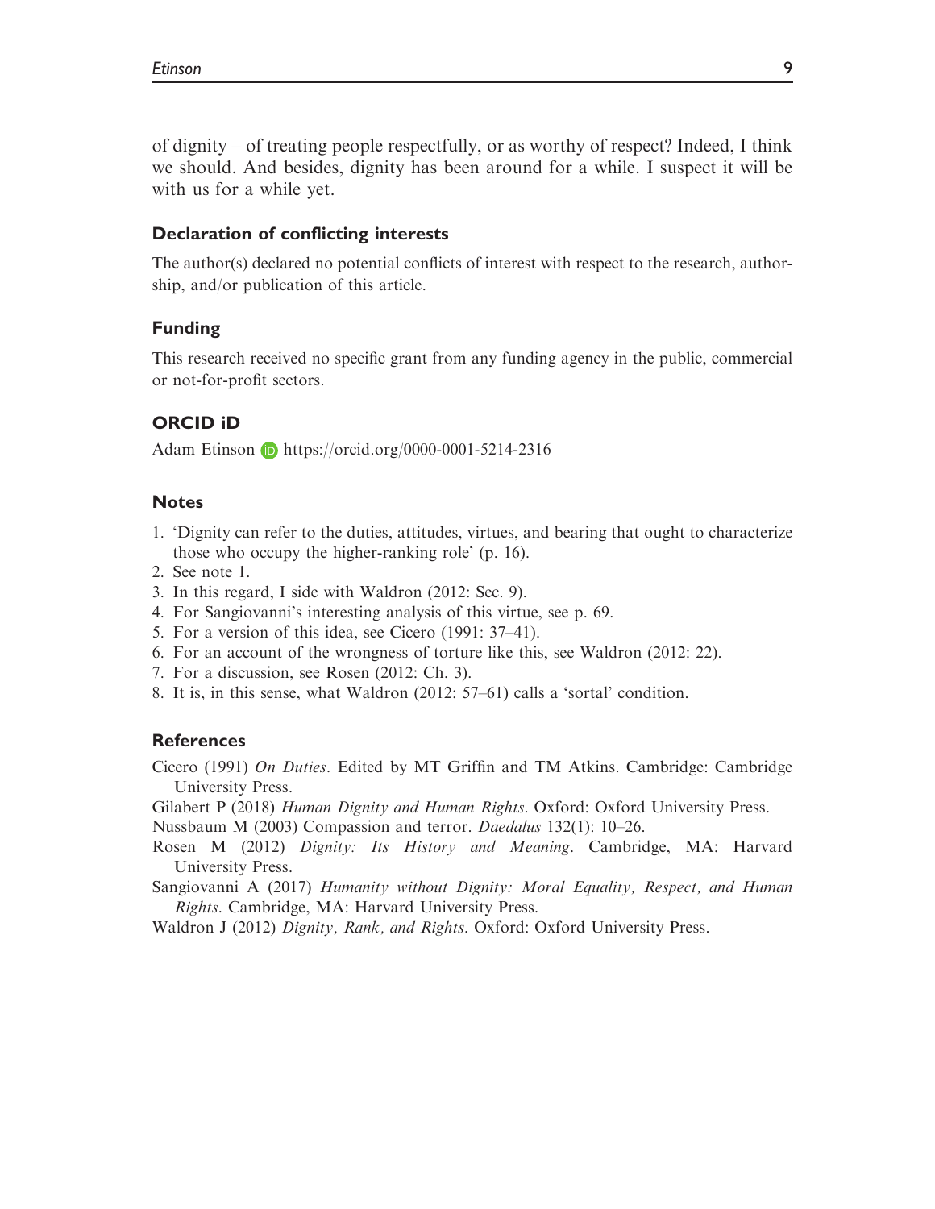of dignity – of treating people respectfully, or as worthy of respect? Indeed, I think we should. And besides, dignity has been around for a while. I suspect it will be with us for a while yet.

## Declaration of conflicting interests

The author(s) declared no potential conflicts of interest with respect to the research, authorship, and/or publication of this article.

## Funding

This research received no specific grant from any funding agency in the public, commercial or not-for-profit sectors.

## ORCID iD

Adam Etinson https://orcid.org/0000-0001-5214-2316

## Notes

1. 'Dignity can refer to the duties, attitudes, virtues, and bearing that ought to characterize those who occupy the higher-ranking role' (p. 16).
2. See note 1.
3. In this regard, I side with Waldron (2012: Sec. 9).
4. For Sangiovanni's interesting analysis of this virtue, see p. 69.
5. For a version of this idea, see Cicero (1991: 37–41).
6. For an account of the wrongness of torture like this, see Waldron (2012: 22).
7. For a discussion, see Rosen (2012: Ch. 3).
8. It is, in this sense, what Waldron (2012: 57–61) calls a 'sortal' condition.

## References

Cicero (1991) *On Duties*. Edited by MT Griffin and TM Atkins. Cambridge: Cambridge University Press.

Gilabert P (2018) *Human Dignity and Human Rights*. Oxford: Oxford University Press.

Nussbaum M (2003) Compassion and terror. *Daedalus* 132(1): 10–26.

Rosen M (2012) *Dignity: Its History and Meaning*. Cambridge, MA: Harvard University Press.

Sangiovanni A (2017) *Humanity without Dignity: Moral Equality, Respect, and Human Rights*. Cambridge, MA: Harvard University Press.

Waldron J (2012) *Dignity, Rank, and Rights*. Oxford: Oxford University Press.